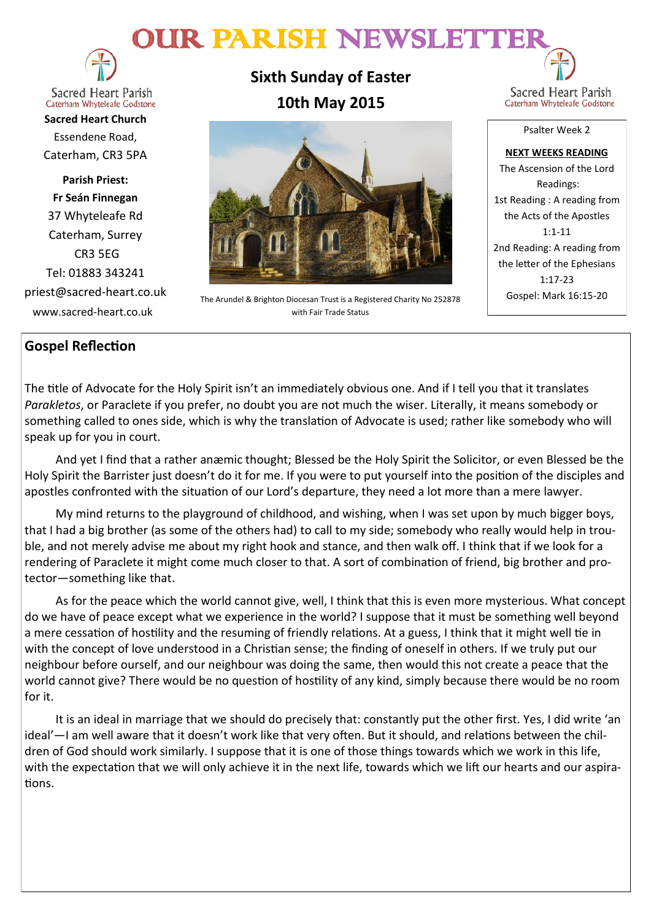# OUR PARISH NEWSLETTER

Sacred Heart Parish
Caterham Whyteleafe Godstone

**Sacred Heart Church**
Essendene Road,
Caterham, CR3 5PA

**Parish Priest:**
**Fr Seán Finnegan**
37 Whyteleafe Rd
Caterham, Surrey
CR3 5EG
Tel: 01883 343241
priest@sacred-heart.co.uk
www.sacred-heart.co.uk

## Sixth Sunday of Easter
## 10th May 2015

The Arundel & Brighton Diocesan Trust is a Registered Charity No 252878 with Fair Trade Status

Psalter Week 2

**NEXT WEEKS READING**
The Ascension of the Lord
Readings:
1st Reading : A reading from the Acts of the Apostles 1:1-11
2nd Reading: A reading from the letter of the Ephesians 1:17-23
Gospel: Mark 16:15-20

## Gospel Reflection

The title of Advocate for the Holy Spirit isn't an immediately obvious one. And if I tell you that it translates *Parakletos*, or Paraclete if you prefer, no doubt you are not much the wiser. Literally, it means somebody or something called to ones side, which is why the translation of Advocate is used; rather like somebody who will speak up for you in court.

And yet I find that a rather anæmic thought; Blessed be the Holy Spirit the Solicitor, or even Blessed be the Holy Spirit the Barrister just doesn't do it for me. If you were to put yourself into the position of the disciples and apostles confronted with the situation of our Lord's departure, they need a lot more than a mere lawyer.

My mind returns to the playground of childhood, and wishing, when I was set upon by much bigger boys, that I had a big brother (as some of the others had) to call to my side; somebody who really would help in trouble, and not merely advise me about my right hook and stance, and then walk off. I think that if we look for a rendering of Paraclete it might come much closer to that. A sort of combination of friend, big brother and protector—something like that.

As for the peace which the world cannot give, well, I think that this is even more mysterious. What concept do we have of peace except what we experience in the world? I suppose that it must be something well beyond a mere cessation of hostility and the resuming of friendly relations. At a guess, I think that it might well tie in with the concept of love understood in a Christian sense; the finding of oneself in others. If we truly put our neighbour before ourself, and our neighbour was doing the same, then would this not create a peace that the world cannot give? There would be no question of hostility of any kind, simply because there would be no room for it.

It is an ideal in marriage that we should do precisely that: constantly put the other first. Yes, I did write 'an ideal'—I am well aware that it doesn't work like that very often. But it should, and relations between the children of God should work similarly. I suppose that it is one of those things towards which we work in this life, with the expectation that we will only achieve it in the next life, towards which we lift our hearts and our aspirations.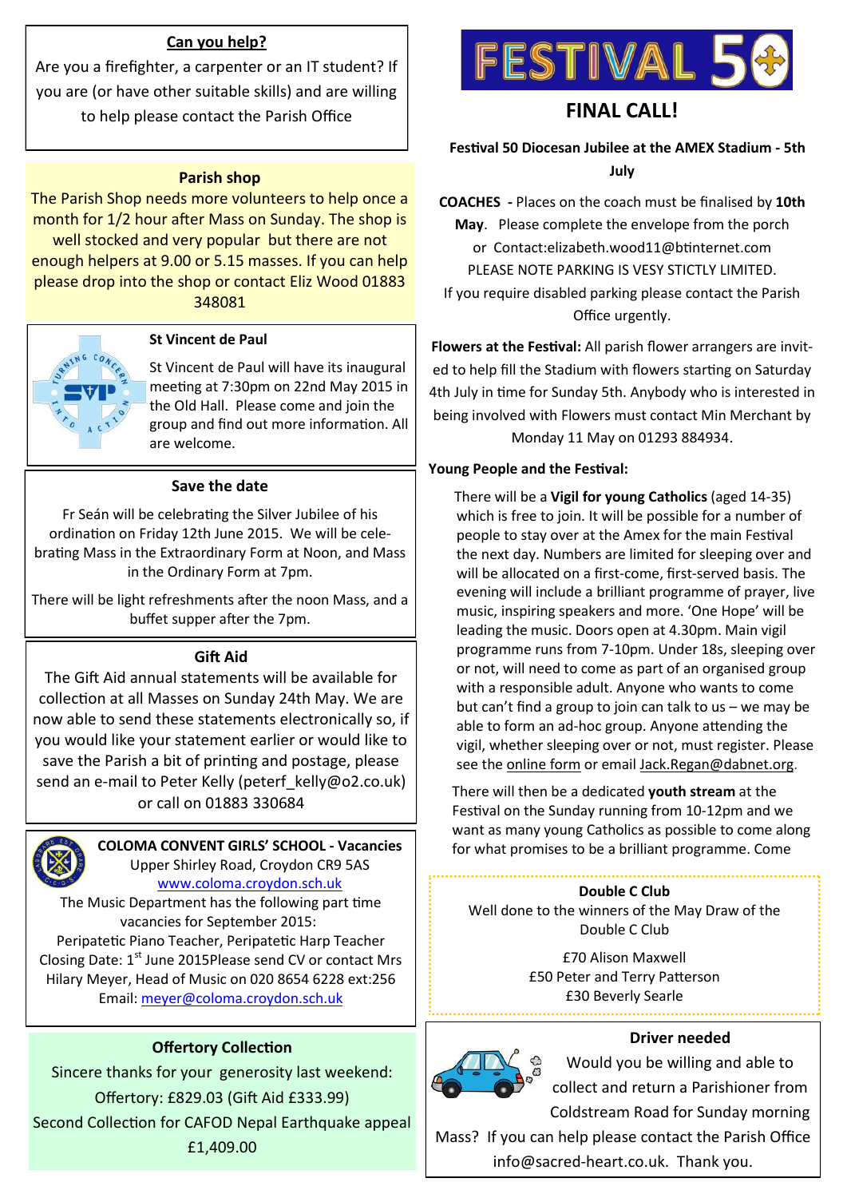## Can you help?

Are you a firefighter, a carpenter or an IT student? If you are (or have other suitable skills) and are willing to help please contact the Parish Office

## Parish shop

The Parish Shop needs more volunteers to help once a month for 1/2 hour after Mass on Sunday. The shop is well stocked and very popular but there are not enough helpers at 9.00 or 5.15 masses. If you can help please drop into the shop or contact Eliz Wood 01883 348081

## St Vincent de Paul

St Vincent de Paul will have its inaugural meeting at 7:30pm on 22nd May 2015 in the Old Hall. Please come and join the group and find out more information. All are welcome.

## Save the date

Fr Seán will be celebrating the Silver Jubilee of his ordination on Friday 12th June 2015. We will be celebrating Mass in the Extraordinary Form at Noon, and Mass in the Ordinary Form at 7pm.

There will be light refreshments after the noon Mass, and a buffet supper after the 7pm.

## Gift Aid

The Gift Aid annual statements will be available for collection at all Masses on Sunday 24th May. We are now able to send these statements electronically so, if you would like your statement earlier or would like to save the Parish a bit of printing and postage, please send an e-mail to Peter Kelly (peterf_kelly@o2.co.uk) or call on 01883 330684

## COLOMA CONVENT GIRLS' SCHOOL - Vacancies

Upper Shirley Road, Croydon CR9 5AS
www.coloma.croydon.sch.uk

The Music Department has the following part time vacancies for September 2015:
Peripatetic Piano Teacher, Peripatetic Harp Teacher
Closing Date: 1st June 2015Please send CV or contact Mrs Hilary Meyer, Head of Music on 020 8654 6228 ext:256
Email: meyer@coloma.croydon.sch.uk

## Offertory Collection

Sincere thanks for your generosity last weekend:
Offertory: £829.03 (Gift Aid £333.99)
Second Collection for CAFOD Nepal Earthquake appeal £1,409.00

# FESTIVAL 50

## FINAL CALL!

**Festival 50 Diocesan Jubilee at the AMEX Stadium - 5th July**

**COACHES** - Places on the coach must be finalised by **10th May**. Please complete the envelope from the porch or Contact:elizabeth.wood11@btinternet.com
PLEASE NOTE PARKING IS VESY STICTLY LIMITED.
If you require disabled parking please contact the Parish Office urgently.

**Flowers at the Festival:** All parish flower arrangers are invited to help fill the Stadium with flowers starting on Saturday 4th July in time for Sunday 5th. Anybody who is interested in being involved with Flowers must contact Min Merchant by Monday 11 May on 01293 884934.

**Young People and the Festival:**

There will be a **Vigil for young Catholics** (aged 14-35) which is free to join. It will be possible for a number of people to stay over at the Amex for the main Festival the next day. Numbers are limited for sleeping over and will be allocated on a first-come, first-served basis. The evening will include a brilliant programme of prayer, live music, inspiring speakers and more. 'One Hope' will be leading the music. Doors open at 4.30pm. Main vigil programme runs from 7-10pm. Under 18s, sleeping over or not, will need to come as part of an organised group with a responsible adult. Anyone who wants to come but can't find a group to join can talk to us – we may be able to form an ad-hoc group. Anyone attending the vigil, whether sleeping over or not, must register. Please see the online form or email Jack.Regan@dabnet.org.

There will then be a dedicated **youth stream** at the Festival on the Sunday running from 10-12pm and we want as many young Catholics as possible to come along for what promises to be a brilliant programme. Come

## Double C Club

Well done to the winners of the May Draw of the Double C Club

£70 Alison Maxwell
£50 Peter and Terry Patterson
£30 Beverly Searle

## Driver needed

Would you be willing and able to collect and return a Parishioner from Coldstream Road for Sunday morning Mass? If you can help please contact the Parish Office info@sacred-heart.co.uk. Thank you.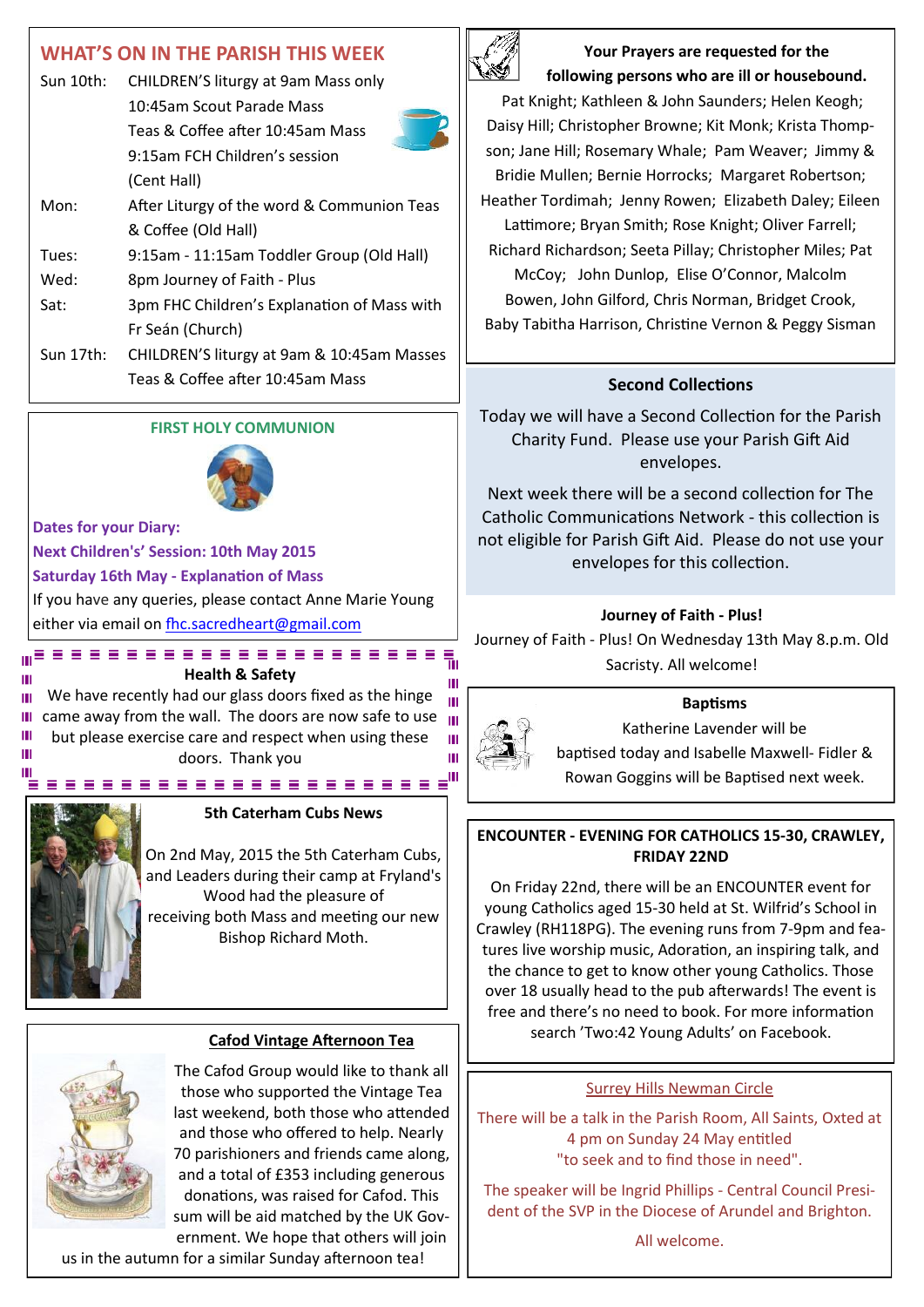## WHAT'S ON IN THE PARISH THIS WEEK

| | |
|---|---|
| Sun 10th: | CHILDREN'S liturgy at 9am Mass only<br>10:45am Scout Parade Mass<br>Teas & Coffee after 10:45am Mass<br>9:15am FCH Children's session (Cent Hall) |
| Mon: | After Liturgy of the word & Communion Teas & Coffee (Old Hall) |
| Tues: | 9:15am - 11:15am Toddler Group (Old Hall) |
| Wed: | 8pm Journey of Faith - Plus |
| Sat: | 3pm FHC Children's Explanation of Mass with Fr Seán (Church) |
| Sun 17th: | CHILDREN'S liturgy at 9am & 10:45am Masses<br>Teas & Coffee after 10:45am Mass |

### FIRST HOLY COMMUNION

**Dates for your Diary:**
**Next Children's' Session: 10th May 2015**
**Saturday 16th May - Explanation of Mass**

If you have any queries, please contact Anne Marie Young either via email on fhc.sacredheart@gmail.com

### Health & Safety

We have recently had our glass doors fixed as the hinge came away from the wall. The doors are now safe to use but please exercise care and respect when using these doors. Thank you

### 5th Caterham Cubs News

On 2nd May, 2015 the 5th Caterham Cubs, and Leaders during their camp at Fryland's Wood had the pleasure of receiving both Mass and meeting our new Bishop Richard Moth.

### Cafod Vintage Afternoon Tea

The Cafod Group would like to thank all those who supported the Vintage Tea last weekend, both those who attended and those who offered to help. Nearly 70 parishioners and friends came along, and a total of £353 including generous donations, was raised for Cafod. This sum will be aid matched by the UK Government. We hope that others will join us in the autumn for a similar Sunday afternoon tea!

### Your Prayers are requested for the following persons who are ill or housebound.

Pat Knight; Kathleen & John Saunders; Helen Keogh; Daisy Hill; Christopher Browne; Kit Monk; Krista Thompson; Jane Hill; Rosemary Whale; Pam Weaver; Jimmy & Bridie Mullen; Bernie Horrocks; Margaret Robertson; Heather Tordimah; Jenny Rowen; Elizabeth Daley; Eileen Lattimore; Bryan Smith; Rose Knight; Oliver Farrell; Richard Richardson; Seeta Pillay; Christopher Miles; Pat McCoy; John Dunlop, Elise O'Connor, Malcolm Bowen, John Gilford, Chris Norman, Bridget Crook, Baby Tabitha Harrison, Christine Vernon & Peggy Sisman

### Second Collections

Today we will have a Second Collection for the Parish Charity Fund. Please use your Parish Gift Aid envelopes.

Next week there will be a second collection for The Catholic Communications Network - this collection is not eligible for Parish Gift Aid. Please do not use your envelopes for this collection.

### Journey of Faith - Plus!

Journey of Faith - Plus! On Wednesday 13th May 8.p.m. Old Sacristy. All welcome!

### Baptisms

Katherine Lavender will be baptised today and Isabelle Maxwell- Fidler & Rowan Goggins will be Baptised next week.

### ENCOUNTER - EVENING FOR CATHOLICS 15-30, CRAWLEY, FRIDAY 22ND

On Friday 22nd, there will be an ENCOUNTER event for young Catholics aged 15-30 held at St. Wilfrid's School in Crawley (RH118PG). The evening runs from 7-9pm and features live worship music, Adoration, an inspiring talk, and the chance to get to know other young Catholics. Those over 18 usually head to the pub afterwards! The event is free and there's no need to book. For more information search 'Two:42 Young Adults' on Facebook.

### Surrey Hills Newman Circle

There will be a talk in the Parish Room, All Saints, Oxted at 4 pm on Sunday 24 May entitled "to seek and to find those in need".

The speaker will be Ingrid Phillips - Central Council President of the SVP in the Diocese of Arundel and Brighton.

All welcome.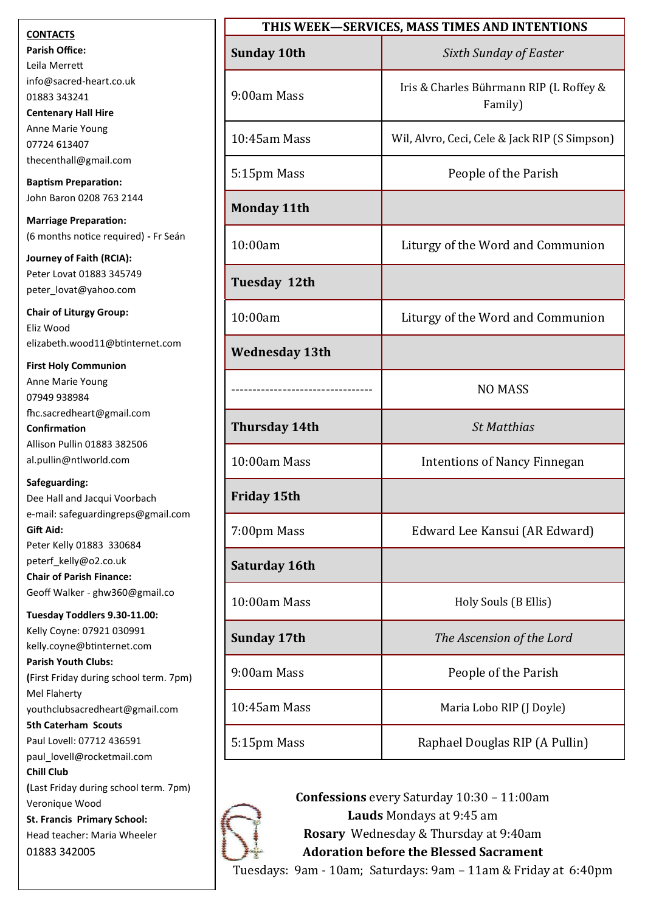**CONTACTS**

**Parish Office:**
Leila Merrett
info@sacred-heart.co.uk
01883 343241

**Centenary Hall Hire**
Anne Marie Young
07724 613407
thecenthall@gmail.com

**Baptism Preparation:**
John Baron 0208 763 2144

**Marriage Preparation:**
(6 months notice required) **-** Fr Seán

**Journey of Faith (RCIA):**
Peter Lovat 01883 345749
peter_lovat@yahoo.com

**Chair of Liturgy Group:**
Eliz Wood
elizabeth.wood11@btinternet.com

**First Holy Communion**
Anne Marie Young
07949 938984
fhc.sacredheart@gmail.com

**Confirmation**
Allison Pullin 01883 382506
al.pullin@ntlworld.com

**Safeguarding:**
Dee Hall and Jacqui Voorbach
e-mail: safeguardingreps@gmail.com

**Gift Aid:**
Peter Kelly 01883 330684
peterf_kelly@o2.co.uk

**Chair of Parish Finance:**
Geoff Walker - ghw360@gmail.co

**Tuesday Toddlers 9.30-11.00:**
Kelly Coyne: 07921 030991
kelly.coyne@btinternet.com

**Parish Youth Clubs:**
**(**First Friday during school term. 7pm)
Mel Flaherty
youthclubsacredheart@gmail.com

**5th Caterham Scouts**
Paul Lovell: 07712 436591
paul_lovell@rocketmail.com

**Chill Club**
**(**Last Friday during school term. 7pm)
Veronique Wood

**St. Francis Primary School:**
Head teacher: Maria Wheeler
01883 342005

| THIS WEEK—SERVICES, MASS TIMES AND INTENTIONS | |
|---|---|
| **Sunday 10th** | *Sixth Sunday of Easter* |
| 9:00am Mass | Iris & Charles Bührmann RIP (L Roffey & Family) |
| 10:45am Mass | Wil, Alvro, Ceci, Cele & Jack RIP (S Simpson) |
| 5:15pm Mass | People of the Parish |
| **Monday 11th** | |
| 10:00am | Liturgy of the Word and Communion |
| **Tuesday 12th** | |
| 10:00am | Liturgy of the Word and Communion |
| **Wednesday 13th** | |
| --------------------------------- | NO MASS |
| **Thursday 14th** | *St Matthias* |
| 10:00am Mass | Intentions of Nancy Finnegan |
| **Friday 15th** | |
| 7:00pm Mass | Edward Lee Kansui (AR Edward) |
| **Saturday 16th** | |
| 10:00am Mass | Holy Souls (B Ellis) |
| **Sunday 17th** | *The Ascension of the Lord* |
| 9:00am Mass | People of the Parish |
| 10:45am Mass | Maria Lobo RIP (J Doyle) |
| 5:15pm Mass | Raphael Douglas RIP (A Pullin) |

**Confessions** every Saturday 10:30 – 11:00am
**Lauds** Mondays at 9:45 am
**Rosary** Wednesday & Thursday at 9:40am
**Adoration before the Blessed Sacrament**
Tuesdays: 9am - 10am; Saturdays: 9am – 11am & Friday at 6:40pm